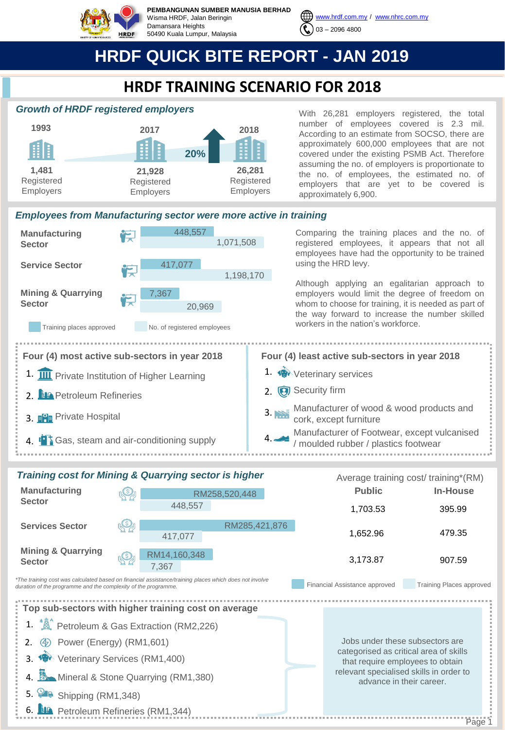**PEMBANGUNAN SUMBER MANUSIA BERHAD**
Wisma HRDF, Jalan Beringin
Damansara Heights
50490 Kuala Lumpur, Malaysia

www.hrdf.com.my / www.nhrc.com.my
03 – 2096 4800

# HRDF QUICK BITE REPORT - JAN 2019

## HRDF TRAINING SCENARIO FOR 2018

### *Growth of HRDF registered employers*

| 1993 | 2017 | 2018 |
|---|---|---|
| 1,481 Registered Employers | 21,928 Registered Employers | 26,281 Registered Employers |

20%

With 26,281 employers registered, the total number of employees covered is 2.3 mil. According to an estimate from SOCSO, there are approximately 600,000 employees that are not covered under the existing PSMB Act. Therefore assuming the no. of employers is proportionate to the no. of employees, the estimated no. of employers that are yet to be covered is approximately 6,900.

### *Employees from Manufacturing sector were more active in training*

| Sector | Training places approved | No. of registered employees |
|---|---|---|
| Manufacturing Sector | 448,557 | 1,071,508 |
| Service Sector | 417,077 | 1,198,170 |
| Mining & Quarrying Sector | 7,367 | 20,969 |

Comparing the training places and the no. of registered employees, it appears that not all employees have had the opportunity to be trained using the HRD levy.

Although applying an egalitarian approach to employers would limit the degree of freedom on whom to choose for training, it is needed as part of the way forward to increase the number skilled workers in the nation's workforce.

**Four (4) most active sub-sectors in year 2018**

1. Private Institution of Higher Learning
2. Petroleum Refineries
3. Private Hospital
4. Gas, steam and air-conditioning supply

**Four (4) least active sub-sectors in year 2018**

1. Veterinary services
2. Security firm
3. Manufacturer of wood & wood products and cork, except furniture
4. Manufacturer of Footwear, except vulcanised / moulded rubber / plastics footwear

### *Training cost for Mining & Quarrying sector is higher*

| Sector | Financial Assistance approved | Training Places approved | Average training cost/ training*(RM) Public | Average training cost/ training*(RM) In-House |
|---|---|---|---|---|
| Manufacturing Sector | RM258,520,448 | 448,557 | 1,703.53 | 395.99 |
| Services Sector | RM285,421,876 | 417,077 | 1,652.96 | 479.35 |
| Mining & Quarrying Sector | RM14,160,348 | 7,367 | 3,173.87 | 907.59 |

*\*The training cost was calculated based on financial assistance/training places which does not involve duration of the programme and the complexity of the programme.*

**Top sub-sectors with higher training cost on average**

1. Petroleum & Gas Extraction (RM2,226)
2. Power (Energy) (RM1,601)
3. Veterinary Services (RM1,400)
4. Mineral & Stone Quarrying (RM1,380)
5. Shipping (RM1,348)
6. Petroleum Refineries (RM1,344)

Jobs under these subsectors are categorised as critical area of skills that require employees to obtain relevant specialised skills in order to advance in their career.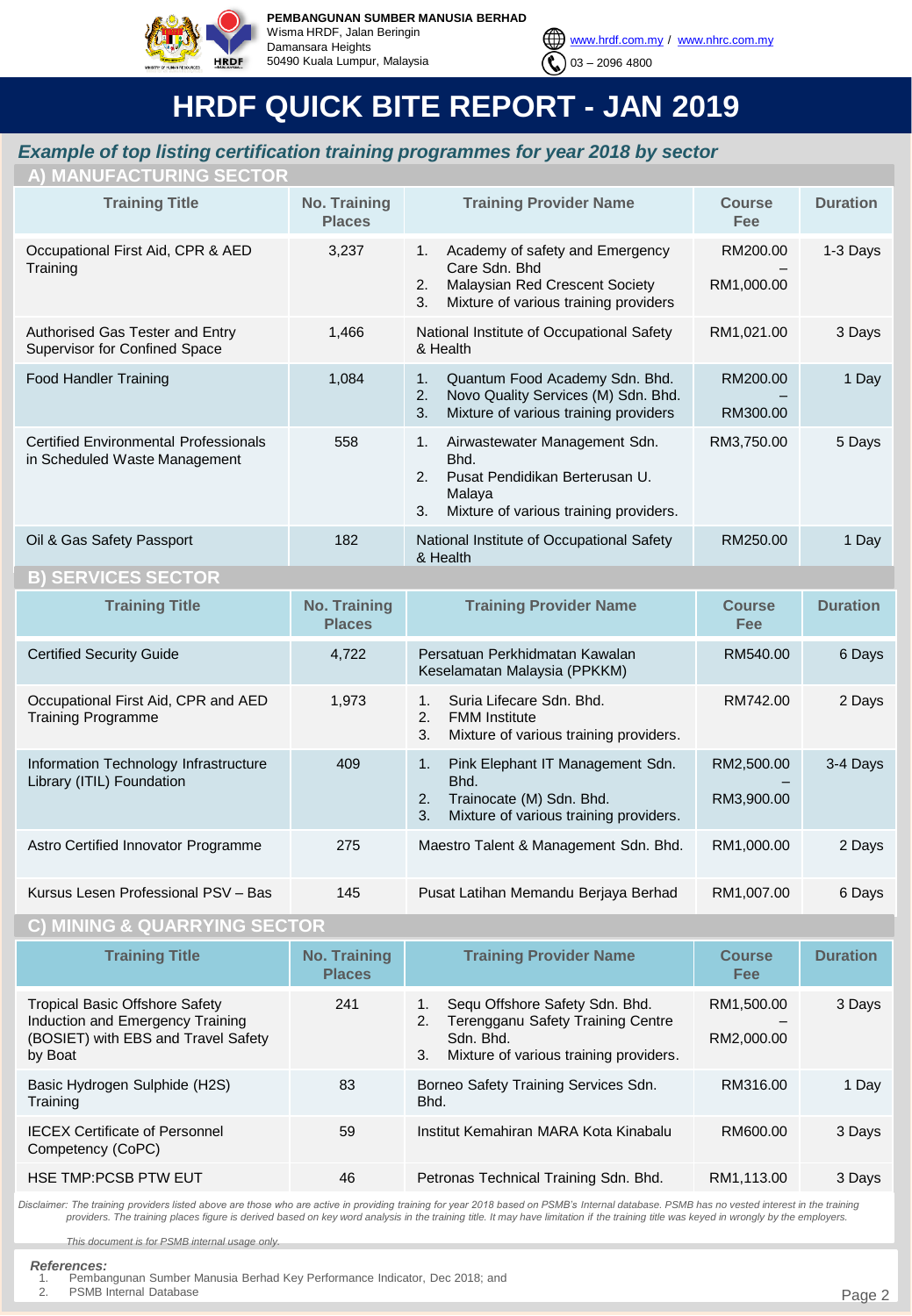PEMBANGUNAN SUMBER MANUSIA BERHAD
Wisma HRDF, Jalan Beringin
Damansara Heights
50490 Kuala Lumpur, Malaysia

www.hrdf.com.my / www.nhrc.com.my
03 – 2096 4800

# HRDF QUICK BITE REPORT - JAN 2019

## *Example of top listing certification training programmes for year 2018 by sector*

### A) MANUFACTURING SECTOR

| Training Title | No. Training Places | Training Provider Name | Course Fee | Duration |
|---|---|---|---|---|
| Occupational First Aid, CPR & AED Training | 3,237 | 1. Academy of safety and Emergency Care Sdn. Bhd<br>2. Malaysian Red Crescent Society<br>3. Mixture of various training providers | RM200.00 – RM1,000.00 | 1-3 Days |
| Authorised Gas Tester and Entry Supervisor for Confined Space | 1,466 | National Institute of Occupational Safety & Health | RM1,021.00 | 3 Days |
| Food Handler Training | 1,084 | 1. Quantum Food Academy Sdn. Bhd.<br>2. Novo Quality Services (M) Sdn. Bhd.<br>3. Mixture of various training providers | RM200.00 – RM300.00 | 1 Day |
| Certified Environmental Professionals in Scheduled Waste Management | 558 | 1. Airwastewater Management Sdn. Bhd.<br>2. Pusat Pendidikan Berterusan U. Malaya<br>3. Mixture of various training providers. | RM3,750.00 | 5 Days |
| Oil & Gas Safety Passport | 182 | National Institute of Occupational Safety & Health | RM250.00 | 1 Day |

### B) SERVICES SECTOR

| Training Title | No. Training Places | Training Provider Name | Course Fee | Duration |
|---|---|---|---|---|
| Certified Security Guide | 4,722 | Persatuan Perkhidmatan Kawalan Keselamatan Malaysia (PPKKM) | RM540.00 | 6 Days |
| Occupational First Aid, CPR and AED Training Programme | 1,973 | 1. Suria Lifecare Sdn. Bhd.<br>2. FMM Institute<br>3. Mixture of various training providers. | RM742.00 | 2 Days |
| Information Technology Infrastructure Library (ITIL) Foundation | 409 | 1. Pink Elephant IT Management Sdn. Bhd.<br>2. Trainocate (M) Sdn. Bhd.<br>3. Mixture of various training providers. | RM2,500.00 – RM3,900.00 | 3-4 Days |
| Astro Certified Innovator Programme | 275 | Maestro Talent & Management Sdn. Bhd. | RM1,000.00 | 2 Days |
| Kursus Lesen Professional PSV – Bas | 145 | Pusat Latihan Memandu Berjaya Berhad | RM1,007.00 | 6 Days |

### C) MINING & QUARRYING SECTOR

| Training Title | No. Training Places | Training Provider Name | Course Fee | Duration |
|---|---|---|---|---|
| Tropical Basic Offshore Safety Induction and Emergency Training (BOSIET) with EBS and Travel Safety by Boat | 241 | 1. Sequ Offshore Safety Sdn. Bhd.<br>2. Terengganu Safety Training Centre Sdn. Bhd.<br>3. Mixture of various training providers. | RM1,500.00 – RM2,000.00 | 3 Days |
| Basic Hydrogen Sulphide ($H_2S$) Training | 83 | Borneo Safety Training Services Sdn. Bhd. | RM316.00 | 1 Day |
| IECEX Certificate of Personnel Competency (CoPC) | 59 | Institut Kemahiran MARA Kota Kinabalu | RM600.00 | 3 Days |
| HSE TMP:PCSB PTW EUT | 46 | Petronas Technical Training Sdn. Bhd. | RM1,113.00 | 3 Days |

*Disclaimer: The training providers listed above are those who are active in providing training for year 2018 based on PSMB's Internal database. PSMB has no vested interest in the training providers. The training places figure is derived based on key word analysis in the training title. It may have limitation if the training title was keyed in wrongly by the employers.*

*This document is for PSMB internal usage only.*

***References:***

1. Pembangunan Sumber Manusia Berhad Key Performance Indicator, Dec 2018; and
2. PSMB Internal Database